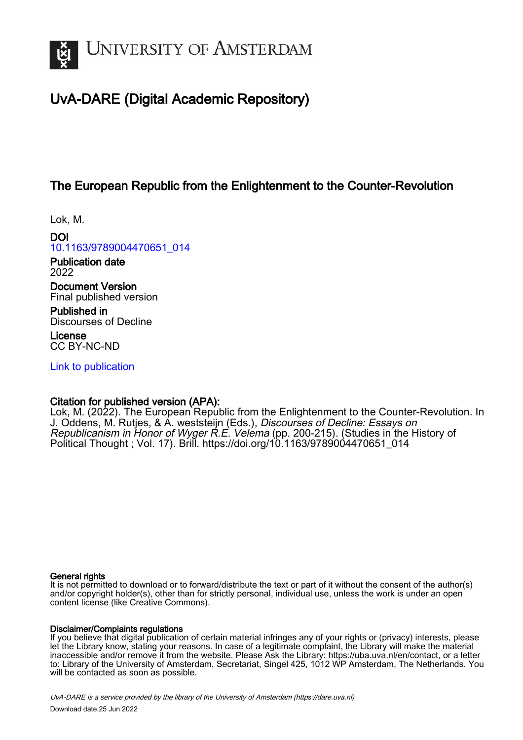# University of Amsterdam

## UvA-DARE (Digital Academic Repository)

### The European Republic from the Enlightenment to the Counter-Revolution

Lok, M.

**DOI**
10.1163/9789004470651_014

**Publication date**
2022

**Document Version**
Final published version

**Published in**
Discourses of Decline

**License**
CC BY-NC-ND

Link to publication

**Citation for published version (APA):**
Lok, M. (2022). The European Republic from the Enlightenment to the Counter-Revolution. In J. Oddens, M. Rutjes, & A. weststeijn (Eds.), *Discourses of Decline: Essays on Republicanism in Honor of Wyger R.E. Velema* (pp. 200-215). (Studies in the History of Political Thought ; Vol. 17). Brill. https://doi.org/10.1163/9789004470651_014

**General rights**
It is not permitted to download or to forward/distribute the text or part of it without the consent of the author(s) and/or copyright holder(s), other than for strictly personal, individual use, unless the work is under an open content license (like Creative Commons).

**Disclaimer/Complaints regulations**
If you believe that digital publication of certain material infringes any of your rights or (privacy) interests, please let the Library know, stating your reasons. In case of a legitimate complaint, the Library will make the material inaccessible and/or remove it from the website. Please Ask the Library: https://uba.uva.nl/en/contact, or a letter to: Library of the University of Amsterdam, Secretariat, Singel 425, 1012 WP Amsterdam, The Netherlands. You will be contacted as soon as possible.

*UvA-DARE is a service provided by the library of the University of Amsterdam (https://dare.uva.nl)*
Download date:25 Jun 2022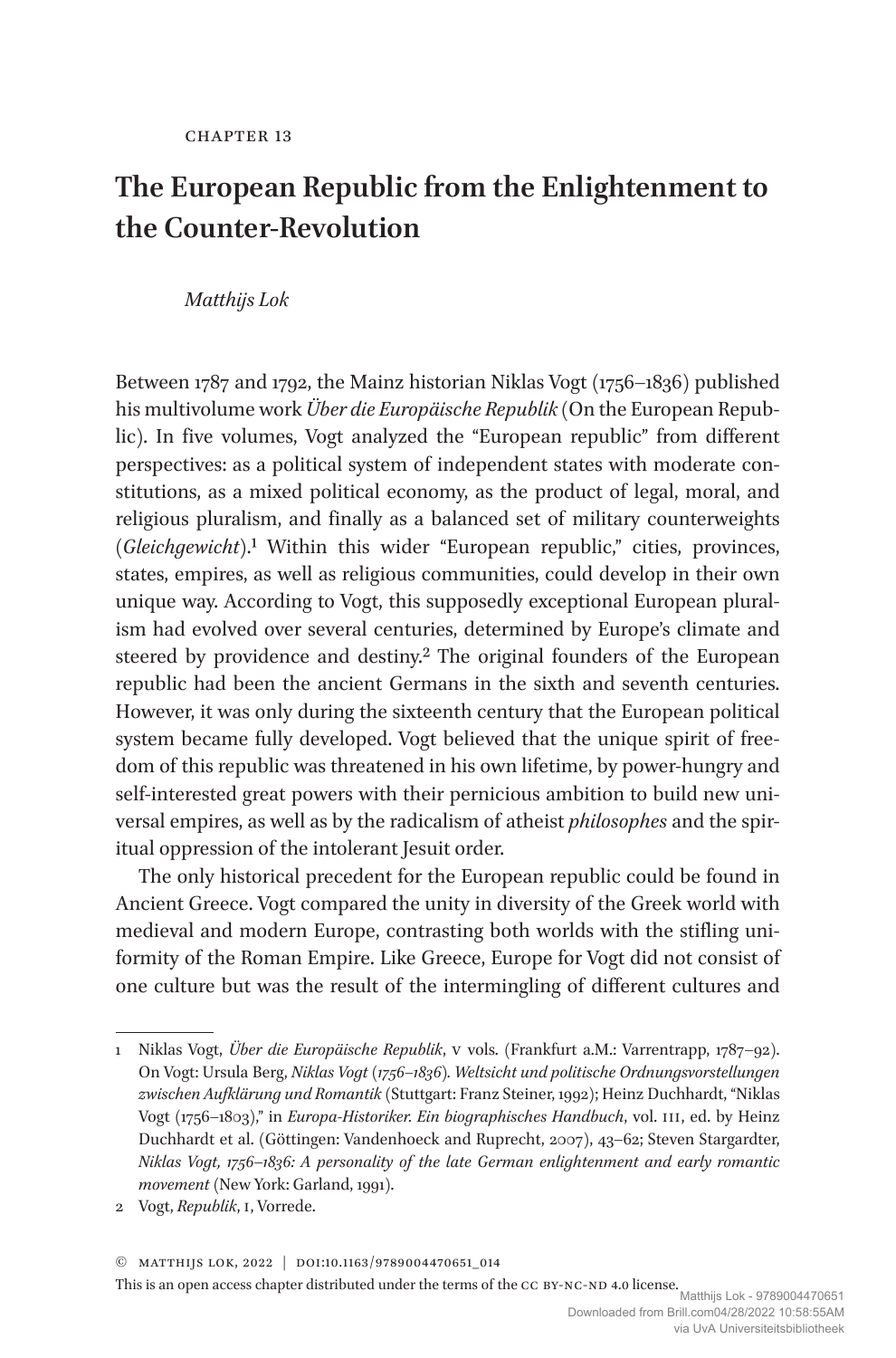CHAPTER 13

# The European Republic from the Enlightenment to the Counter-Revolution

*Matthijs Lok*

Between 1787 and 1792, the Mainz historian Niklas Vogt (1756–1836) published his multivolume work *Über die Europäische Republik* (On the European Republic). In five volumes, Vogt analyzed the "European republic" from different perspectives: as a political system of independent states with moderate constitutions, as a mixed political economy, as the product of legal, moral, and religious pluralism, and finally as a balanced set of military counterweights (*Gleichgewicht*).[1] Within this wider "European republic," cities, provinces, states, empires, as well as religious communities, could develop in their own unique way. According to Vogt, this supposedly exceptional European pluralism had evolved over several centuries, determined by Europe's climate and steered by providence and destiny.[2] The original founders of the European republic had been the ancient Germans in the sixth and seventh centuries. However, it was only during the sixteenth century that the European political system became fully developed. Vogt believed that the unique spirit of freedom of this republic was threatened in his own lifetime, by power-hungry and self-interested great powers with their pernicious ambition to build new universal empires, as well as by the radicalism of atheist *philosophes* and the spiritual oppression of the intolerant Jesuit order.

The only historical precedent for the European republic could be found in Ancient Greece. Vogt compared the unity in diversity of the Greek world with medieval and modern Europe, contrasting both worlds with the stifling uniformity of the Roman Empire. Like Greece, Europe for Vogt did not consist of one culture but was the result of the intermingling of different cultures and

---

1 Niklas Vogt, *Über die Europäische Republik*, V vols. (Frankfurt a.M.: Varrentrapp, 1787–92). On Vogt: Ursula Berg, *Niklas Vogt (1756–1836). Weltsicht und politische Ordnungsvorstellungen zwischen Aufklärung und Romantik* (Stuttgart: Franz Steiner, 1992); Heinz Duchhardt, "Niklas Vogt (1756–1803)," in *Europa-Historiker. Ein biographisches Handbuch*, vol. III, ed. by Heinz Duchhardt et al. (Göttingen: Vandenhoeck and Ruprecht, 2007), 43–62; Steven Stargardter, *Niklas Vogt, 1756–1836: A personality of the late German enlightenment and early romantic movement* (New York: Garland, 1991).

2 Vogt, *Republik*, I, Vorrede.

© MATTHIJS LOK, 2022 | DOI:10.1163/9789004470651_014

This is an open access chapter distributed under the terms of the CC BY-NC-ND 4.0 license.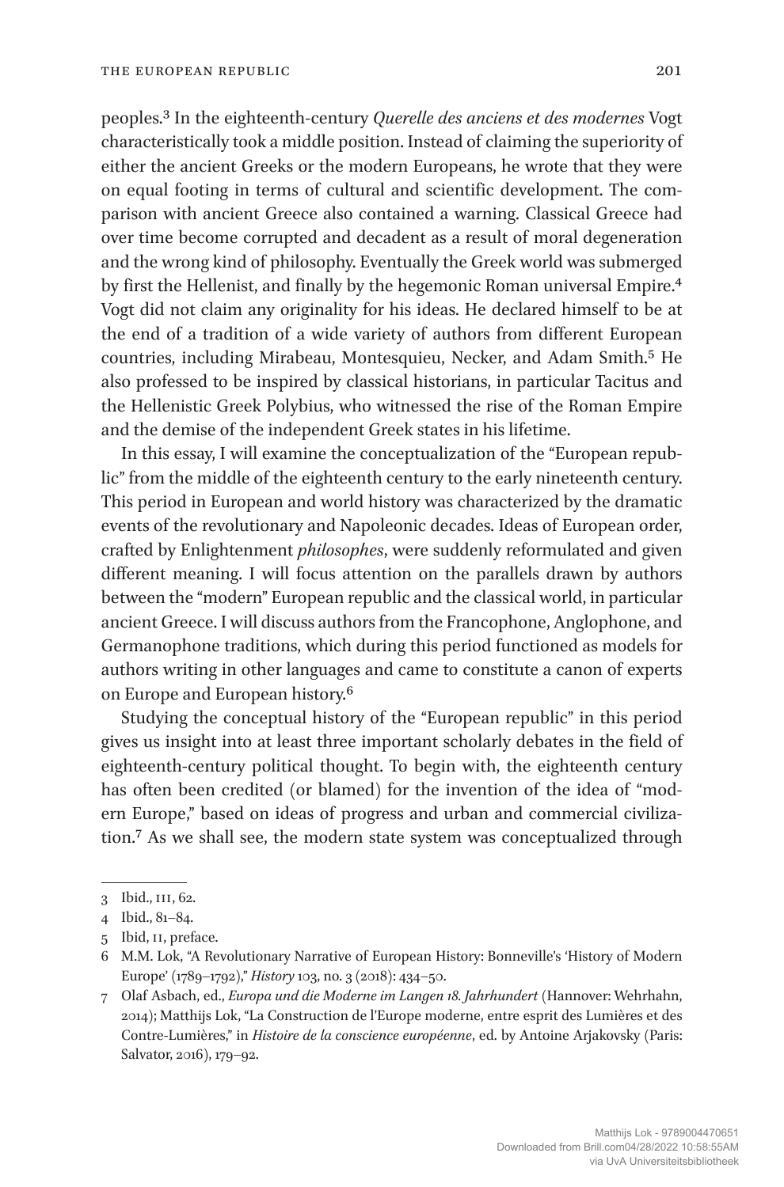peoples.[3] In the eighteenth-century *Querelle des anciens et des modernes* Vogt characteristically took a middle position. Instead of claiming the superiority of either the ancient Greeks or the modern Europeans, he wrote that they were on equal footing in terms of cultural and scientific development. The comparison with ancient Greece also contained a warning. Classical Greece had over time become corrupted and decadent as a result of moral degeneration and the wrong kind of philosophy. Eventually the Greek world was submerged by first the Hellenist, and finally by the hegemonic Roman universal Empire.[4] Vogt did not claim any originality for his ideas. He declared himself to be at the end of a tradition of a wide variety of authors from different European countries, including Mirabeau, Montesquieu, Necker, and Adam Smith.[5] He also professed to be inspired by classical historians, in particular Tacitus and the Hellenistic Greek Polybius, who witnessed the rise of the Roman Empire and the demise of the independent Greek states in his lifetime.

In this essay, I will examine the conceptualization of the "European republic" from the middle of the eighteenth century to the early nineteenth century. This period in European and world history was characterized by the dramatic events of the revolutionary and Napoleonic decades. Ideas of European order, crafted by Enlightenment *philosophes*, were suddenly reformulated and given different meaning. I will focus attention on the parallels drawn by authors between the "modern" European republic and the classical world, in particular ancient Greece. I will discuss authors from the Francophone, Anglophone, and Germanophone traditions, which during this period functioned as models for authors writing in other languages and came to constitute a canon of experts on Europe and European history.[6]

Studying the conceptual history of the "European republic" in this period gives us insight into at least three important scholarly debates in the field of eighteenth-century political thought. To begin with, the eighteenth century has often been credited (or blamed) for the invention of the idea of "modern Europe," based on ideas of progress and urban and commercial civilization.[7] As we shall see, the modern state system was conceptualized through

---

3 Ibid., III, 62.

4 Ibid., 81–84.

5 Ibid, II, preface.

6 M.M. Lok, "A Revolutionary Narrative of European History: Bonneville's 'History of Modern Europe' (1789–1792)," *History* 103, no. 3 (2018): 434–50.

7 Olaf Asbach, ed., *Europa und die Moderne im Langen 18. Jahrhundert* (Hannover: Wehrhahn, 2014); Matthijs Lok, "La Construction de l'Europe moderne, entre esprit des Lumières et des Contre-Lumières," in *Histoire de la conscience européenne*, ed. by Antoine Arjakovsky (Paris: Salvator, 2016), 179–92.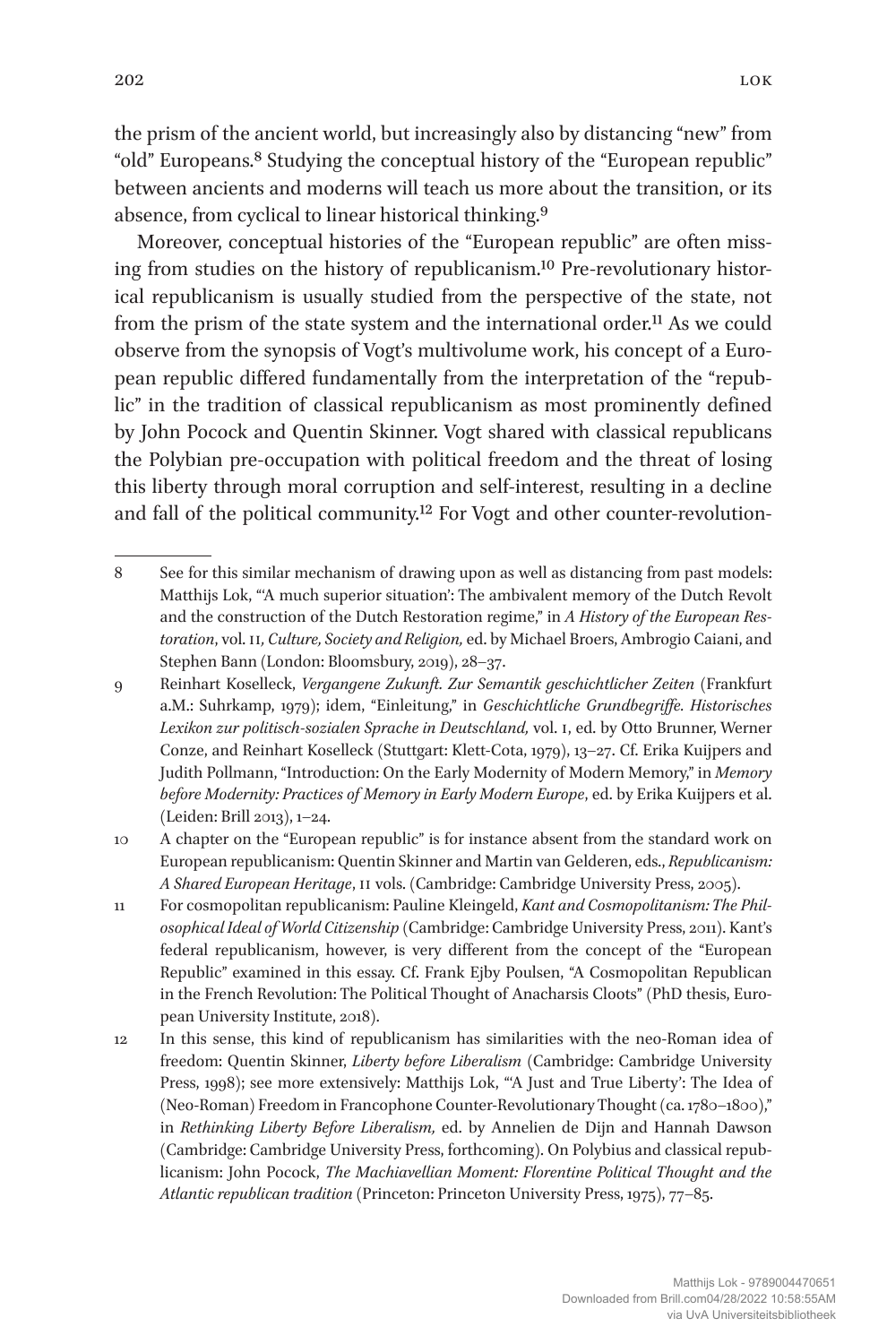the prism of the ancient world, but increasingly also by distancing "new" from "old" Europeans.[8] Studying the conceptual history of the "European republic" between ancients and moderns will teach us more about the transition, or its absence, from cyclical to linear historical thinking.[9]

Moreover, conceptual histories of the "European republic" are often missing from studies on the history of republicanism.[10] Pre-revolutionary historical republicanism is usually studied from the perspective of the state, not from the prism of the state system and the international order.[11] As we could observe from the synopsis of Vogt's multivolume work, his concept of a European republic differed fundamentally from the interpretation of the "republic" in the tradition of classical republicanism as most prominently defined by John Pocock and Quentin Skinner. Vogt shared with classical republicans the Polybian pre-occupation with political freedom and the threat of losing this liberty through moral corruption and self-interest, resulting in a decline and fall of the political community.[12] For Vogt and other counter-revolution-

---

8 See for this similar mechanism of drawing upon as well as distancing from past models: Matthijs Lok, "'A much superior situation': The ambivalent memory of the Dutch Revolt and the construction of the Dutch Restoration regime," in *A History of the European Restoration*, vol. II*, Culture, Society and Religion,* ed. by Michael Broers, Ambrogio Caiani, and Stephen Bann (London: Bloomsbury, 2019), 28–37.

9 Reinhart Koselleck, *Vergangene Zukunft. Zur Semantik geschichtlicher Zeiten* (Frankfurt a.M.: Suhrkamp, 1979); idem, "Einleitung," in *Geschichtliche Grundbegriffe. Historisches Lexikon zur politisch-sozialen Sprache in Deutschland,* vol. I, ed. by Otto Brunner, Werner Conze, and Reinhart Koselleck (Stuttgart: Klett-Cotta, 1979), 13–27. Cf. Erika Kuijpers and Judith Pollmann, "Introduction: On the Early Modernity of Modern Memory," in *Memory before Modernity: Practices of Memory in Early Modern Europe*, ed. by Erika Kuijpers et al. (Leiden: Brill 2013), 1–24.

10 A chapter on the "European republic" is for instance absent from the standard work on European republicanism: Quentin Skinner and Martin van Gelderen, eds., *Republicanism: A Shared European Heritage*, II vols. (Cambridge: Cambridge University Press, 2005).

11 For cosmopolitan republicanism: Pauline Kleingeld, *Kant and Cosmopolitanism: The Philosophical Ideal of World Citizenship* (Cambridge: Cambridge University Press, 2011). Kant's federal republicanism, however, is very different from the concept of the "European Republic" examined in this essay. Cf. Frank Ejby Poulsen, "A Cosmopolitan Republican in the French Revolution: The Political Thought of Anacharsis Cloots" (PhD thesis, European University Institute, 2018).

12 In this sense, this kind of republicanism has similarities with the neo-Roman idea of freedom: Quentin Skinner, *Liberty before Liberalism* (Cambridge: Cambridge University Press, 1998); see more extensively: Matthijs Lok, "'A Just and True Liberty': The Idea of (Neo-Roman) Freedom in Francophone Counter-Revolutionary Thought (ca. 1780–1800)," in *Rethinking Liberty Before Liberalism,* ed. by Annelien de Dijn and Hannah Dawson (Cambridge: Cambridge University Press, forthcoming). On Polybius and classical republicanism: John Pocock, *The Machiavellian Moment: Florentine Political Thought and the Atlantic republican tradition* (Princeton: Princeton University Press, 1975), 77–85.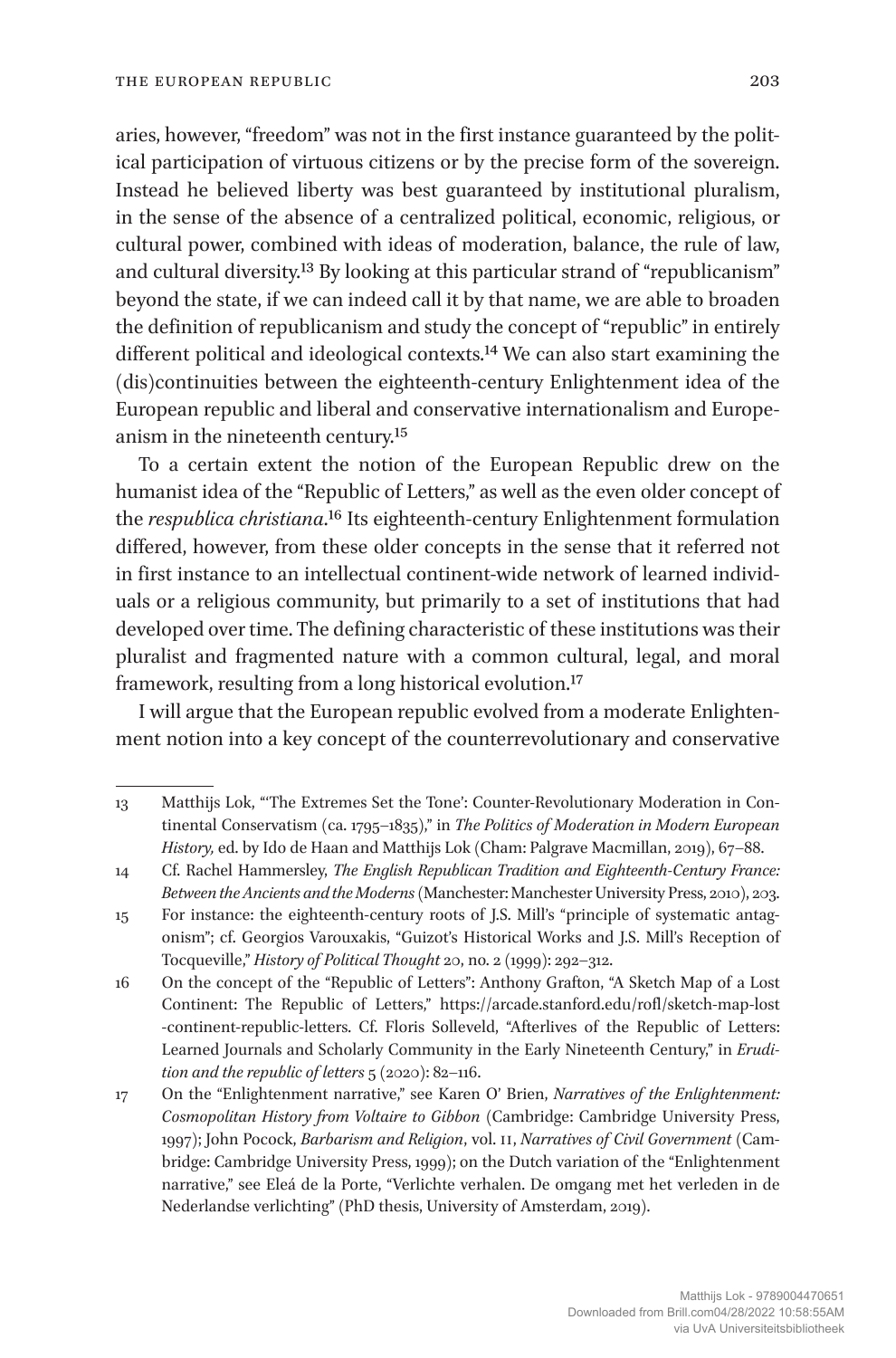aries, however, "freedom" was not in the first instance guaranteed by the political participation of virtuous citizens or by the precise form of the sovereign. Instead he believed liberty was best guaranteed by institutional pluralism, in the sense of the absence of a centralized political, economic, religious, or cultural power, combined with ideas of moderation, balance, the rule of law, and cultural diversity.[13] By looking at this particular strand of "republicanism" beyond the state, if we can indeed call it by that name, we are able to broaden the definition of republicanism and study the concept of "republic" in entirely different political and ideological contexts.[14] We can also start examining the (dis)continuities between the eighteenth-century Enlightenment idea of the European republic and liberal and conservative internationalism and Europeanism in the nineteenth century.[15]

To a certain extent the notion of the European Republic drew on the humanist idea of the "Republic of Letters," as well as the even older concept of the *respublica christiana*.[16] Its eighteenth-century Enlightenment formulation differed, however, from these older concepts in the sense that it referred not in first instance to an intellectual continent-wide network of learned individuals or a religious community, but primarily to a set of institutions that had developed over time. The defining characteristic of these institutions was their pluralist and fragmented nature with a common cultural, legal, and moral framework, resulting from a long historical evolution.[17]

I will argue that the European republic evolved from a moderate Enlightenment notion into a key concept of the counterrevolutionary and conservative

---

13 Matthijs Lok, "'The Extremes Set the Tone': Counter-Revolutionary Moderation in Continental Conservatism (ca. 1795–1835)," in *The Politics of Moderation in Modern European History,* ed. by Ido de Haan and Matthijs Lok (Cham: Palgrave Macmillan, 2019), 67–88.

14 Cf. Rachel Hammersley, *The English Republican Tradition and Eighteenth-Century France: Between the Ancients and the Moderns* (Manchester: Manchester University Press, 2010), 203.

15 For instance: the eighteenth-century roots of J.S. Mill's "principle of systematic antagonism"; cf. Georgios Varouxakis, "Guizot's Historical Works and J.S. Mill's Reception of Tocqueville," *History of Political Thought* 20, no. 2 (1999): 292–312.

16 On the concept of the "Republic of Letters": Anthony Grafton, "A Sketch Map of a Lost Continent: The Republic of Letters," https://arcade.stanford.edu/rofl/sketch-map-lost-continent-republic-letters. Cf. Floris Solleveld, "Afterlives of the Republic of Letters: Learned Journals and Scholarly Community in the Early Nineteenth Century," in *Erudition and the republic of letters* 5 (2020): 82–116.

17 On the "Enlightenment narrative," see Karen O' Brien, *Narratives of the Enlightenment: Cosmopolitan History from Voltaire to Gibbon* (Cambridge: Cambridge University Press, 1997); John Pocock, *Barbarism and Religion*, vol. II, *Narratives of Civil Government* (Cambridge: Cambridge University Press, 1999); on the Dutch variation of the "Enlightenment narrative," see Eleá de la Porte, "Verlichte verhalen. De omgang met het verleden in de Nederlandse verlichting" (PhD thesis, University of Amsterdam, 2019).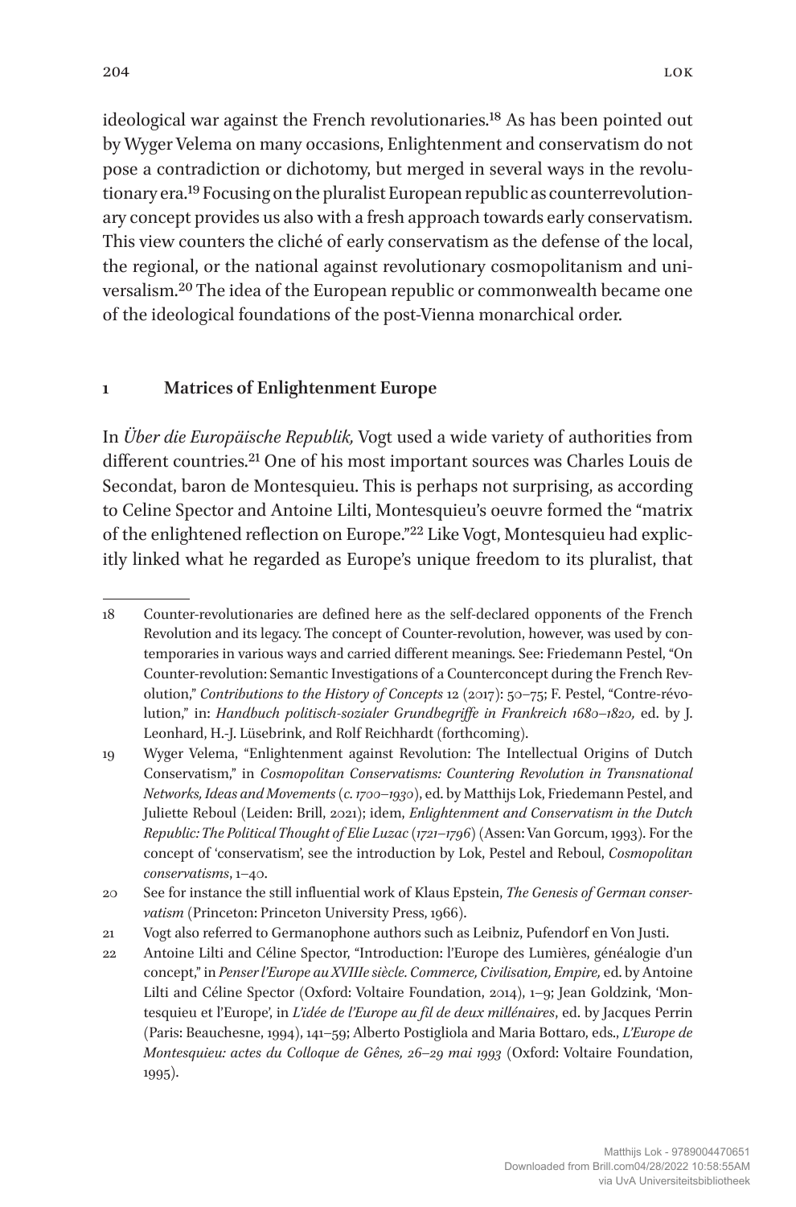ideological war against the French revolutionaries.[18] As has been pointed out by Wyger Velema on many occasions, Enlightenment and conservatism do not pose a contradiction or dichotomy, but merged in several ways in the revolutionary era.[19] Focusing on the pluralist European republic as counterrevolutionary concept provides us also with a fresh approach towards early conservatism. This view counters the cliché of early conservatism as the defense of the local, the regional, or the national against revolutionary cosmopolitanism and universalism.[20] The idea of the European republic or commonwealth became one of the ideological foundations of the post-Vienna monarchical order.

## 1 Matrices of Enlightenment Europe

In *Über die Europäische Republik,* Vogt used a wide variety of authorities from different countries.[21] One of his most important sources was Charles Louis de Secondat, baron de Montesquieu. This is perhaps not surprising, as according to Celine Spector and Antoine Lilti, Montesquieu's oeuvre formed the "matrix of the enlightened reflection on Europe."[22] Like Vogt, Montesquieu had explicitly linked what he regarded as Europe's unique freedom to its pluralist, that

---

18 Counter-revolutionaries are defined here as the self-declared opponents of the French Revolution and its legacy. The concept of Counter-revolution, however, was used by contemporaries in various ways and carried different meanings. See: Friedemann Pestel, "On Counter-revolution: Semantic Investigations of a Counterconcept during the French Revolution," *Contributions to the History of Concepts* 12 (2017): 50–75; F. Pestel, "Contre-révolution," in: *Handbuch politisch-sozialer Grundbegriffe in Frankreich 1680–1820,* ed. by J. Leonhard, H.-J. Lüsebrink, and Rolf Reichhardt (forthcoming).

19 Wyger Velema, "Enlightenment against Revolution: The Intellectual Origins of Dutch Conservatism," in *Cosmopolitan Conservatisms: Countering Revolution in Transnational Networks, Ideas and Movements (c. 1700–1930)*, ed. by Matthijs Lok, Friedemann Pestel, and Juliette Reboul (Leiden: Brill, 2021); idem, *Enlightenment and Conservatism in the Dutch Republic: The Political Thought of Elie Luzac (1721–1796)* (Assen: Van Gorcum, 1993). For the concept of 'conservatism', see the introduction by Lok, Pestel and Reboul, *Cosmopolitan conservatisms*, 1–40.

20 See for instance the still influential work of Klaus Epstein, *The Genesis of German conservatism* (Princeton: Princeton University Press, 1966).

21 Vogt also referred to Germanophone authors such as Leibniz, Pufendorf en Von Justi.

22 Antoine Lilti and Céline Spector, "Introduction: l'Europe des Lumières, généalogie d'un concept," in *Penser l'Europe au XVIIIe siècle. Commerce, Civilisation, Empire,* ed. by Antoine Lilti and Céline Spector (Oxford: Voltaire Foundation, 2014), 1–9; Jean Goldzink, 'Montesquieu et l'Europe', in *L'idée de l'Europe au fil de deux millénaires*, ed. by Jacques Perrin (Paris: Beauchesne, 1994), 141–59; Alberto Postigliola and Maria Bottaro, eds., *L'Europe de Montesquieu: actes du Colloque de Gênes, 26–29 mai 1993* (Oxford: Voltaire Foundation, 1995).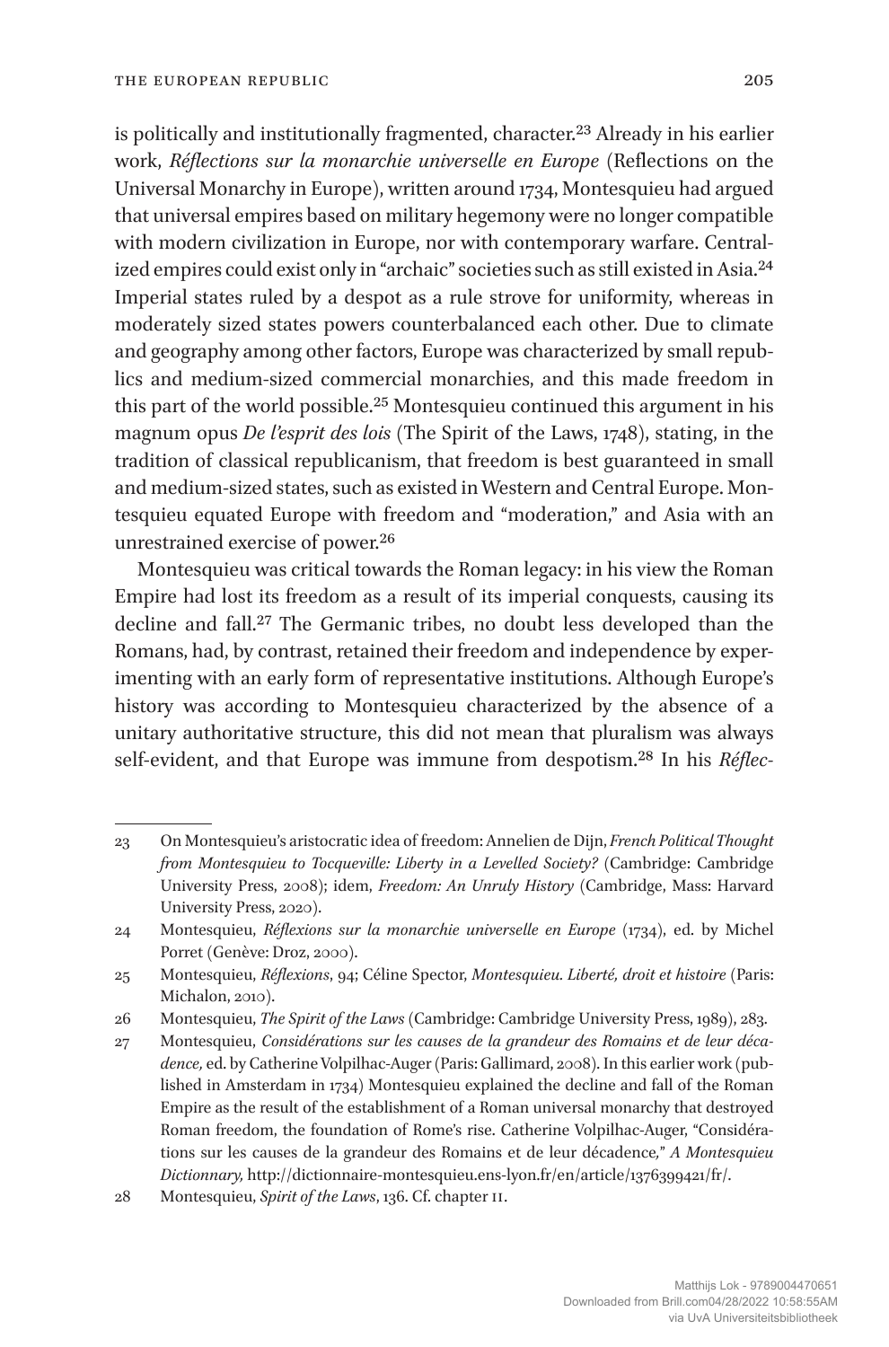is politically and institutionally fragmented, character.[23] Already in his earlier work, *Réflections sur la monarchie universelle en Europe* (Reflections on the Universal Monarchy in Europe), written around 1734, Montesquieu had argued that universal empires based on military hegemony were no longer compatible with modern civilization in Europe, nor with contemporary warfare. Centralized empires could exist only in "archaic" societies such as still existed in Asia.[24] Imperial states ruled by a despot as a rule strove for uniformity, whereas in moderately sized states powers counterbalanced each other. Due to climate and geography among other factors, Europe was characterized by small republics and medium-sized commercial monarchies, and this made freedom in this part of the world possible.[25] Montesquieu continued this argument in his magnum opus *De l'esprit des lois* (The Spirit of the Laws, 1748), stating, in the tradition of classical republicanism, that freedom is best guaranteed in small and medium-sized states, such as existed in Western and Central Europe. Montesquieu equated Europe with freedom and "moderation," and Asia with an unrestrained exercise of power.[26]

Montesquieu was critical towards the Roman legacy: in his view the Roman Empire had lost its freedom as a result of its imperial conquests, causing its decline and fall.[27] The Germanic tribes, no doubt less developed than the Romans, had, by contrast, retained their freedom and independence by experimenting with an early form of representative institutions. Although Europe's history was according to Montesquieu characterized by the absence of a unitary authoritative structure, this did not mean that pluralism was always self-evident, and that Europe was immune from despotism.[28] In his *Réflec-*

---

23 On Montesquieu's aristocratic idea of freedom: Annelien de Dijn, *French Political Thought from Montesquieu to Tocqueville: Liberty in a Levelled Society?* (Cambridge: Cambridge University Press, 2008); idem, *Freedom: An Unruly History* (Cambridge, Mass: Harvard University Press, 2020).

24 Montesquieu, *Réflexions sur la monarchie universelle en Europe* (1734), ed. by Michel Porret (Genève: Droz, 2000).

25 Montesquieu, *Réflexions*, 94; Céline Spector, *Montesquieu. Liberté, droit et histoire* (Paris: Michalon, 2010).

26 Montesquieu, *The Spirit of the Laws* (Cambridge: Cambridge University Press, 1989), 283.

27 Montesquieu, *Considérations sur les causes de la grandeur des Romains et de leur décadence,* ed. by Catherine Volpilhac-Auger (Paris: Gallimard, 2008). In this earlier work (published in Amsterdam in 1734) Montesquieu explained the decline and fall of the Roman Empire as the result of the establishment of a Roman universal monarchy that destroyed Roman freedom, the foundation of Rome's rise. Catherine Volpilhac-Auger, "Considérations sur les causes de la grandeur des Romains et de leur décadence," *A Montesquieu Dictionnary,* http://dictionnaire-montesquieu.ens-lyon.fr/en/article/1376399421/fr/.

28 Montesquieu, *Spirit of the Laws*, 136. Cf. chapter 11.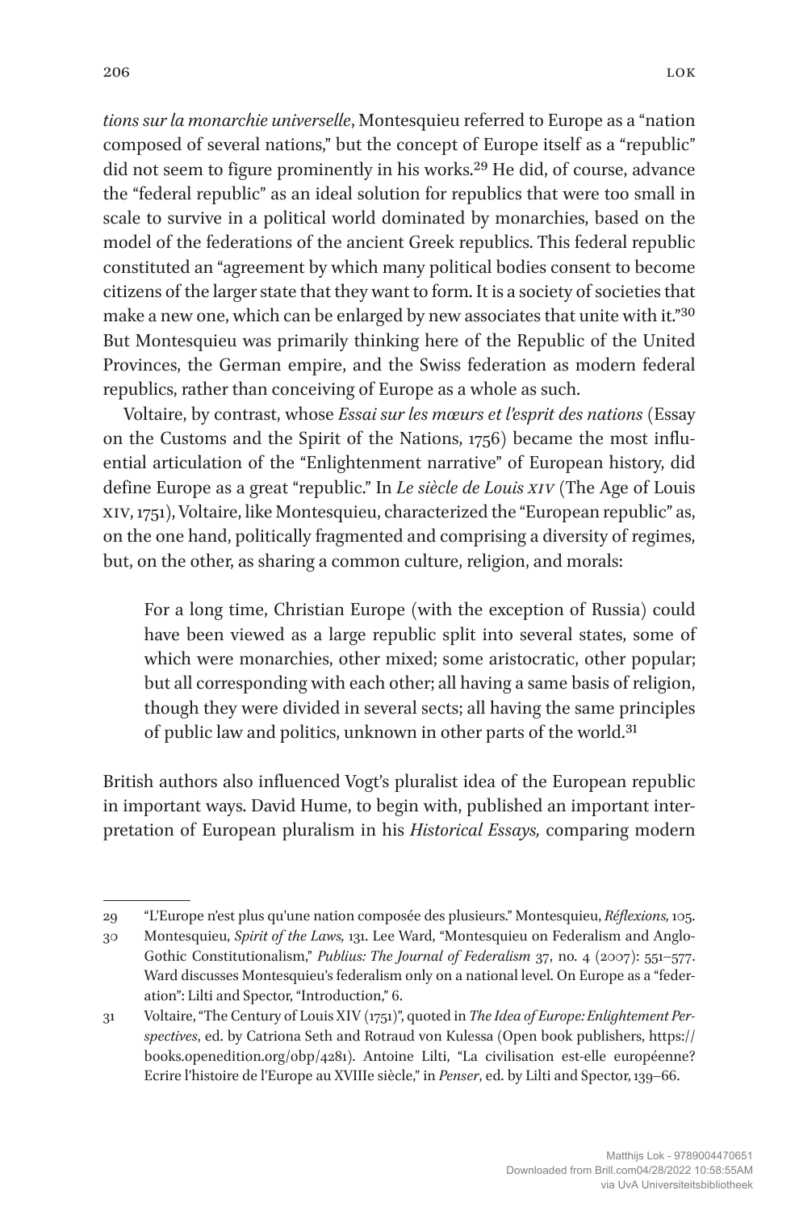*tions sur la monarchie universelle*, Montesquieu referred to Europe as a "nation composed of several nations," but the concept of Europe itself as a "republic" did not seem to figure prominently in his works.[29] He did, of course, advance the "federal republic" as an ideal solution for republics that were too small in scale to survive in a political world dominated by monarchies, based on the model of the federations of the ancient Greek republics. This federal republic constituted an "agreement by which many political bodies consent to become citizens of the larger state that they want to form. It is a society of societies that make a new one, which can be enlarged by new associates that unite with it."[30] But Montesquieu was primarily thinking here of the Republic of the United Provinces, the German empire, and the Swiss federation as modern federal republics, rather than conceiving of Europe as a whole as such.

Voltaire, by contrast, whose *Essai sur les mœurs et l'esprit des nations* (Essay on the Customs and the Spirit of the Nations, 1756) became the most influential articulation of the "Enlightenment narrative" of European history, did define Europe as a great "republic." In *Le siècle de Louis XIV* (The Age of Louis XIV, 1751), Voltaire, like Montesquieu, characterized the "European republic" as, on the one hand, politically fragmented and comprising a diversity of regimes, but, on the other, as sharing a common culture, religion, and morals:

> For a long time, Christian Europe (with the exception of Russia) could have been viewed as a large republic split into several states, some of which were monarchies, other mixed; some aristocratic, other popular; but all corresponding with each other; all having a same basis of religion, though they were divided in several sects; all having the same principles of public law and politics, unknown in other parts of the world.[31]

British authors also influenced Vogt's pluralist idea of the European republic in important ways. David Hume, to begin with, published an important interpretation of European pluralism in his *Historical Essays,* comparing modern

---

29 "L'Europe n'est plus qu'une nation composée des plusieurs." Montesquieu, *Réflexions,* 105.

30 Montesquieu, *Spirit of the Laws,* 131. Lee Ward, "Montesquieu on Federalism and Anglo-Gothic Constitutionalism," *Publius: The Journal of Federalism* 37, no. 4 (2007): 551–577. Ward discusses Montesquieu's federalism only on a national level. On Europe as a "federation": Lilti and Spector, "Introduction," 6.

31 Voltaire, "The Century of Louis XIV (1751)", quoted in *The Idea of Europe: Enlightement Perspectives*, ed. by Catriona Seth and Rotraud von Kulessa (Open book publishers, https://books.openedition.org/obp/4281). Antoine Lilti, "La civilisation est-elle européenne? Ecrire l'histoire de l'Europe au XVIIIe siècle," in *Penser*, ed. by Lilti and Spector, 139–66.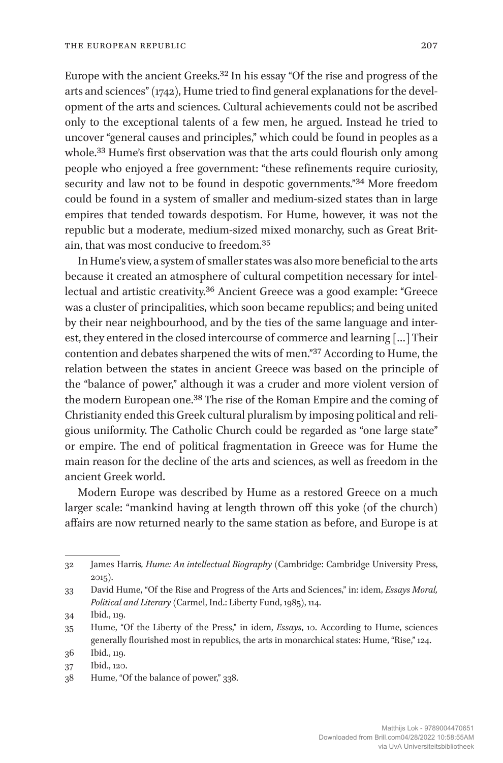Europe with the ancient Greeks.[32] In his essay "Of the rise and progress of the arts and sciences" (1742), Hume tried to find general explanations for the development of the arts and sciences. Cultural achievements could not be ascribed only to the exceptional talents of a few men, he argued. Instead he tried to uncover "general causes and principles," which could be found in peoples as a whole.[33] Hume's first observation was that the arts could flourish only among people who enjoyed a free government: "these refinements require curiosity, security and law not to be found in despotic governments."[34] More freedom could be found in a system of smaller and medium-sized states than in large empires that tended towards despotism. For Hume, however, it was not the republic but a moderate, medium-sized mixed monarchy, such as Great Britain, that was most conducive to freedom.[35]

In Hume's view, a system of smaller states was also more beneficial to the arts because it created an atmosphere of cultural competition necessary for intellectual and artistic creativity.[36] Ancient Greece was a good example: "Greece was a cluster of principalities, which soon became republics; and being united by their near neighbourhood, and by the ties of the same language and interest, they entered in the closed intercourse of commerce and learning […] Their contention and debates sharpened the wits of men."[37] According to Hume, the relation between the states in ancient Greece was based on the principle of the "balance of power," although it was a cruder and more violent version of the modern European one.[38] The rise of the Roman Empire and the coming of Christianity ended this Greek cultural pluralism by imposing political and religious uniformity. The Catholic Church could be regarded as "one large state" or empire. The end of political fragmentation in Greece was for Hume the main reason for the decline of the arts and sciences, as well as freedom in the ancient Greek world.

Modern Europe was described by Hume as a restored Greece on a much larger scale: "mankind having at length thrown off this yoke (of the church) affairs are now returned nearly to the same station as before, and Europe is at

---

32 James Harris, *Hume: An intellectual Biography* (Cambridge: Cambridge University Press, 2015).

33 David Hume, "Of the Rise and Progress of the Arts and Sciences," in: idem, *Essays Moral, Political and Literary* (Carmel, Ind.: Liberty Fund, 1985), 114.

34 Ibid., 119.

35 Hume, "Of the Liberty of the Press," in idem, *Essays*, 10. According to Hume, sciences generally flourished most in republics, the arts in monarchical states: Hume, "Rise," 124.

36 Ibid., 119.

37 Ibid., 120.

38 Hume, "Of the balance of power," 338.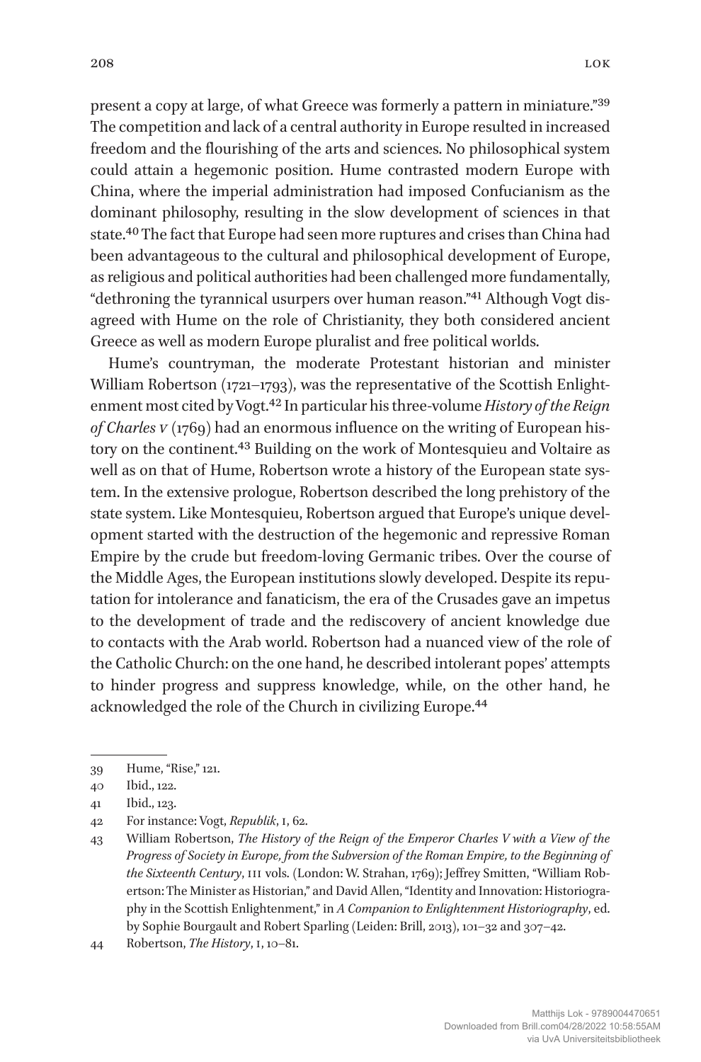present a copy at large, of what Greece was formerly a pattern in miniature."[39] The competition and lack of a central authority in Europe resulted in increased freedom and the flourishing of the arts and sciences. No philosophical system could attain a hegemonic position. Hume contrasted modern Europe with China, where the imperial administration had imposed Confucianism as the dominant philosophy, resulting in the slow development of sciences in that state.[40] The fact that Europe had seen more ruptures and crises than China had been advantageous to the cultural and philosophical development of Europe, as religious and political authorities had been challenged more fundamentally, "dethroning the tyrannical usurpers over human reason."[41] Although Vogt disagreed with Hume on the role of Christianity, they both considered ancient Greece as well as modern Europe pluralist and free political worlds.

Hume's countryman, the moderate Protestant historian and minister William Robertson (1721–1793), was the representative of the Scottish Enlightenment most cited by Vogt.[42] In particular his three-volume *History of the Reign of Charles V* (1769) had an enormous influence on the writing of European history on the continent.[43] Building on the work of Montesquieu and Voltaire as well as on that of Hume, Robertson wrote a history of the European state system. In the extensive prologue, Robertson described the long prehistory of the state system. Like Montesquieu, Robertson argued that Europe's unique development started with the destruction of the hegemonic and repressive Roman Empire by the crude but freedom-loving Germanic tribes. Over the course of the Middle Ages, the European institutions slowly developed. Despite its reputation for intolerance and fanaticism, the era of the Crusades gave an impetus to the development of trade and the rediscovery of ancient knowledge due to contacts with the Arab world. Robertson had a nuanced view of the role of the Catholic Church: on the one hand, he described intolerant popes' attempts to hinder progress and suppress knowledge, while, on the other hand, he acknowledged the role of the Church in civilizing Europe.[44]

---

39 Hume, "Rise," 121.

40 Ibid., 122.

41 Ibid., 123.

42 For instance: Vogt, *Republik*, I, 62.

43 William Robertson, *The History of the Reign of the Emperor Charles V with a View of the Progress of Society in Europe, from the Subversion of the Roman Empire, to the Beginning of the Sixteenth Century*, III vols. (London: W. Strahan, 1769); Jeffrey Smitten, "William Robertson: The Minister as Historian," and David Allen, "Identity and Innovation: Historiography in the Scottish Enlightenment," in *A Companion to Enlightenment Historiography*, ed. by Sophie Bourgault and Robert Sparling (Leiden: Brill, 2013), 101–32 and 307–42.

44 Robertson, *The History*, I, 10–81.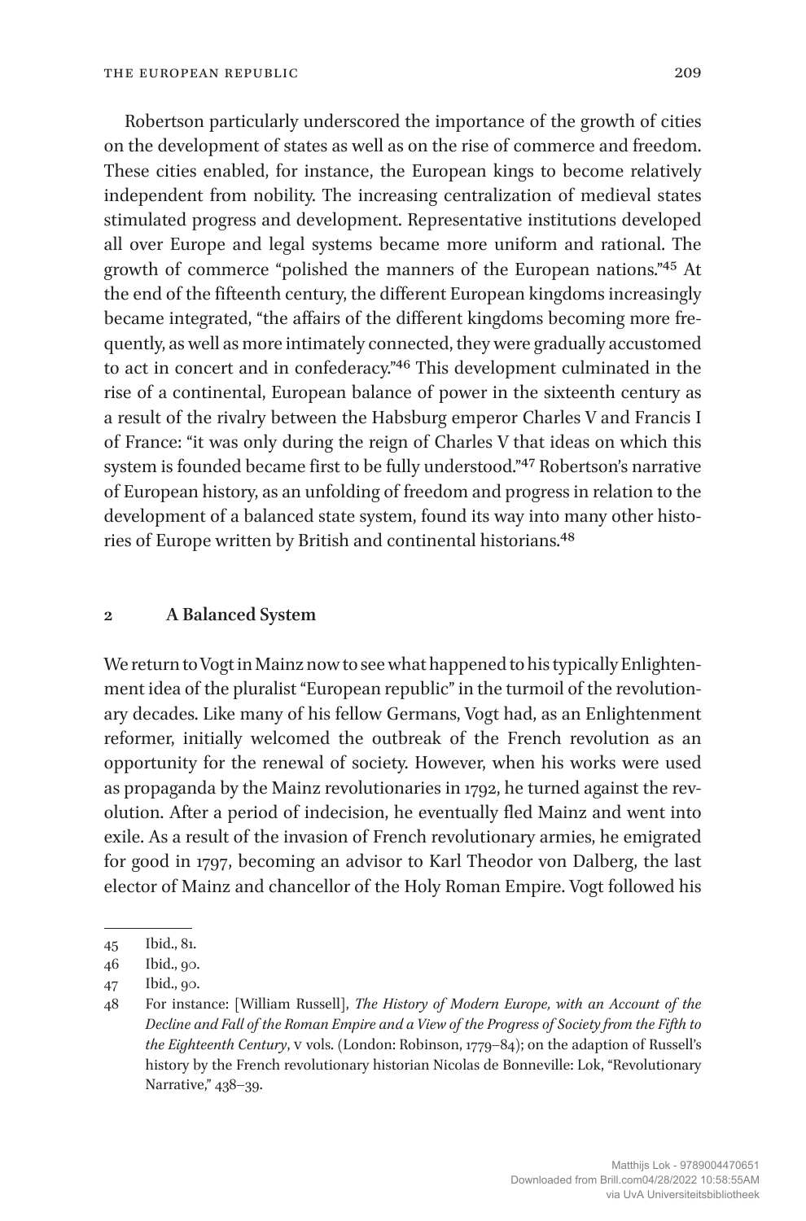Robertson particularly underscored the importance of the growth of cities on the development of states as well as on the rise of commerce and freedom. These cities enabled, for instance, the European kings to become relatively independent from nobility. The increasing centralization of medieval states stimulated progress and development. Representative institutions developed all over Europe and legal systems became more uniform and rational. The growth of commerce "polished the manners of the European nations."[45] At the end of the fifteenth century, the different European kingdoms increasingly became integrated, "the affairs of the different kingdoms becoming more frequently, as well as more intimately connected, they were gradually accustomed to act in concert and in confederacy."[46] This development culminated in the rise of a continental, European balance of power in the sixteenth century as a result of the rivalry between the Habsburg emperor Charles V and Francis I of France: "it was only during the reign of Charles V that ideas on which this system is founded became first to be fully understood."[47] Robertson's narrative of European history, as an unfolding of freedom and progress in relation to the development of a balanced state system, found its way into many other histories of Europe written by British and continental historians.[48]

## 2 A Balanced System

We return to Vogt in Mainz now to see what happened to his typically Enlightenment idea of the pluralist "European republic" in the turmoil of the revolutionary decades. Like many of his fellow Germans, Vogt had, as an Enlightenment reformer, initially welcomed the outbreak of the French revolution as an opportunity for the renewal of society. However, when his works were used as propaganda by the Mainz revolutionaries in 1792, he turned against the revolution. After a period of indecision, he eventually fled Mainz and went into exile. As a result of the invasion of French revolutionary armies, he emigrated for good in 1797, becoming an advisor to Karl Theodor von Dalberg, the last elector of Mainz and chancellor of the Holy Roman Empire. Vogt followed his

---

45 Ibid., 81.

46 Ibid., 90.

47 Ibid., 90.

48 For instance: [William Russell], *The History of Modern Europe, with an Account of the Decline and Fall of the Roman Empire and a View of the Progress of Society from the Fifth to the Eighteenth Century*, v vols. (London: Robinson, 1779–84); on the adaption of Russell's history by the French revolutionary historian Nicolas de Bonneville: Lok, "Revolutionary Narrative," 438–39.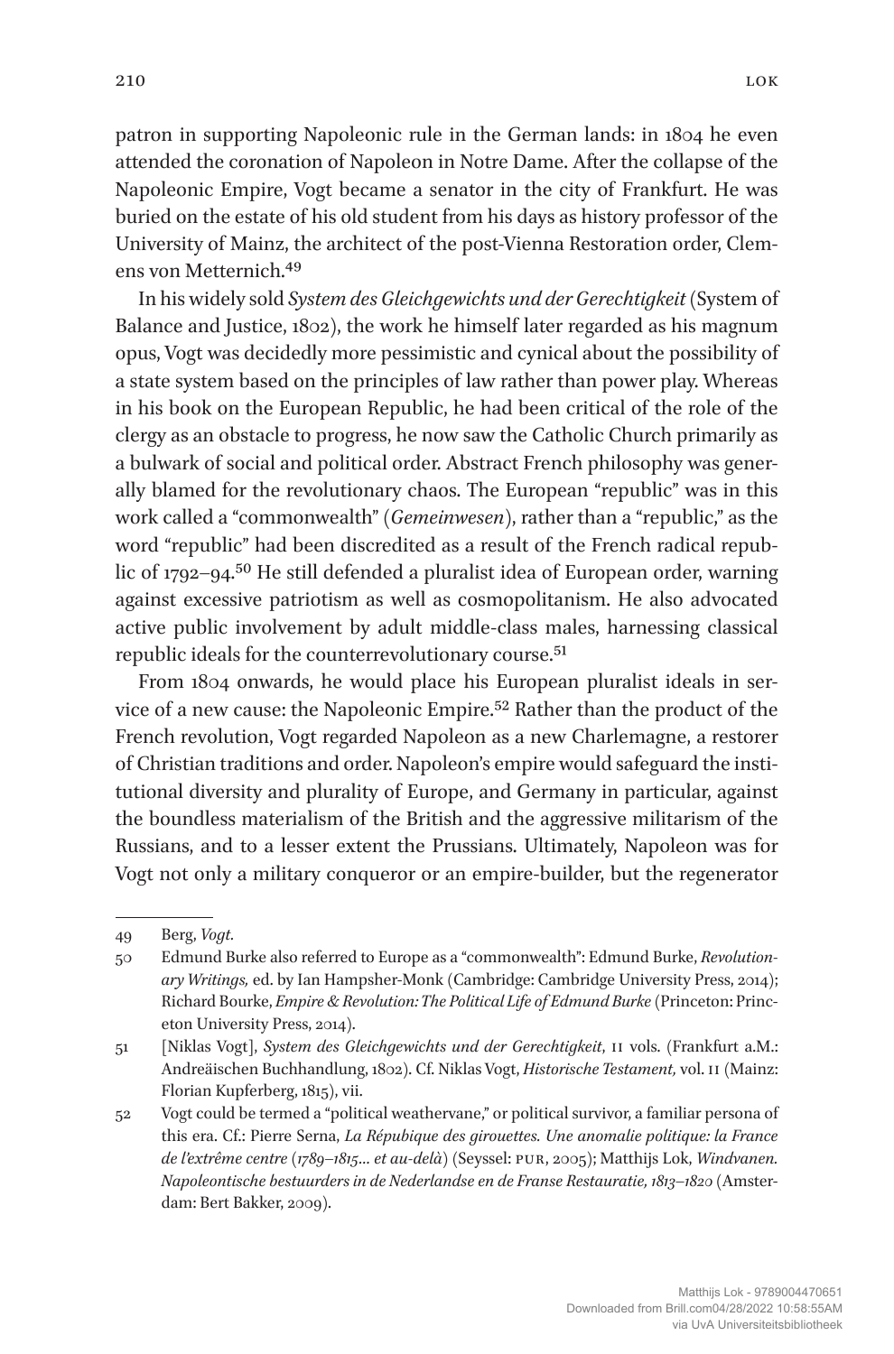patron in supporting Napoleonic rule in the German lands: in 1804 he even attended the coronation of Napoleon in Notre Dame. After the collapse of the Napoleonic Empire, Vogt became a senator in the city of Frankfurt. He was buried on the estate of his old student from his days as history professor of the University of Mainz, the architect of the post-Vienna Restoration order, Clemens von Metternich.[49]

In his widely sold *System des Gleichgewichts und der Gerechtigkeit* (System of Balance and Justice, 1802), the work he himself later regarded as his magnum opus, Vogt was decidedly more pessimistic and cynical about the possibility of a state system based on the principles of law rather than power play. Whereas in his book on the European Republic, he had been critical of the role of the clergy as an obstacle to progress, he now saw the Catholic Church primarily as a bulwark of social and political order. Abstract French philosophy was generally blamed for the revolutionary chaos. The European "republic" was in this work called a "commonwealth" (*Gemeinwesen*), rather than a "republic," as the word "republic" had been discredited as a result of the French radical republic of 1792–94.[50] He still defended a pluralist idea of European order, warning against excessive patriotism as well as cosmopolitanism. He also advocated active public involvement by adult middle-class males, harnessing classical republic ideals for the counterrevolutionary course.[51]

From 1804 onwards, he would place his European pluralist ideals in service of a new cause: the Napoleonic Empire.[52] Rather than the product of the French revolution, Vogt regarded Napoleon as a new Charlemagne, a restorer of Christian traditions and order. Napoleon's empire would safeguard the institutional diversity and plurality of Europe, and Germany in particular, against the boundless materialism of the British and the aggressive militarism of the Russians, and to a lesser extent the Prussians. Ultimately, Napoleon was for Vogt not only a military conqueror or an empire-builder, but the regenerator

---

49 Berg, *Vogt.*

50 Edmund Burke also referred to Europe as a "commonwealth": Edmund Burke, *Revolutionary Writings,* ed. by Ian Hampsher-Monk (Cambridge: Cambridge University Press, 2014); Richard Bourke, *Empire & Revolution: The Political Life of Edmund Burke* (Princeton: Princeton University Press, 2014).

51 [Niklas Vogt], *System des Gleichgewichts und der Gerechtigkeit*, II vols. (Frankfurt a.M.: Andreäischen Buchhandlung, 1802). Cf. Niklas Vogt, *Historische Testament,* vol. II (Mainz: Florian Kupferberg, 1815), vii.

52 Vogt could be termed a "political weathervane," or political survivor, a familiar persona of this era. Cf.: Pierre Serna, *La Répubique des girouettes. Une anomalie politique: la France de l'extrême centre (1789–1815… et au-delà)* (Seyssel: PUR, 2005); Matthijs Lok, *Windvanen. Napoleontische bestuurders in de Nederlandse en de Franse Restauratie, 1813–1820* (Amsterdam: Bert Bakker, 2009).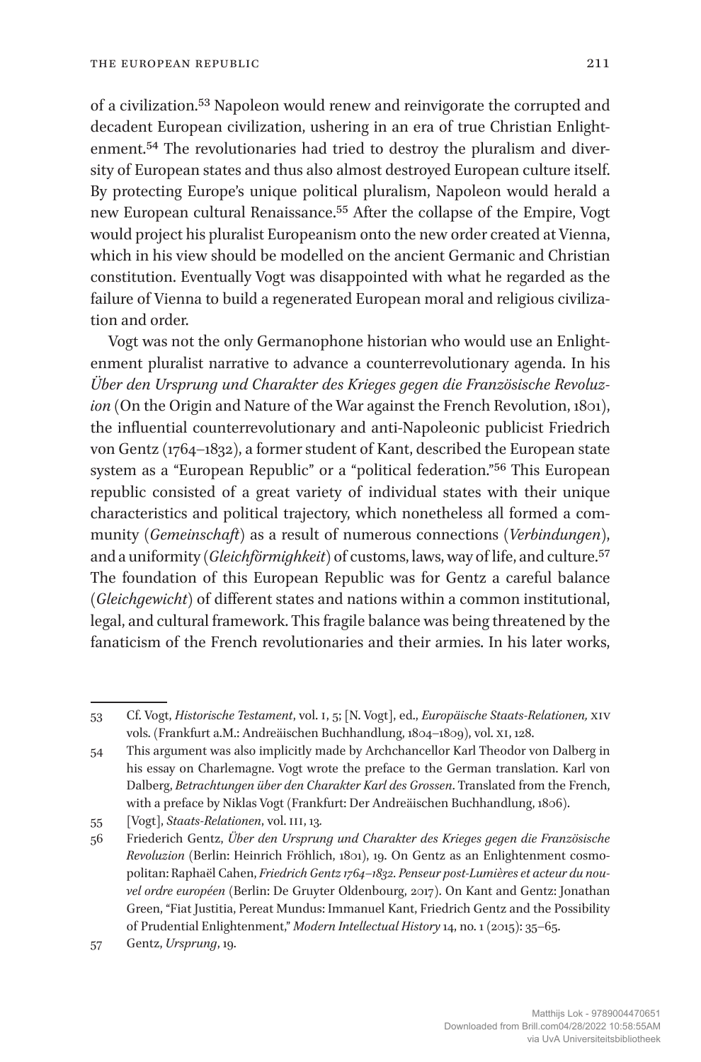of a civilization.[53] Napoleon would renew and reinvigorate the corrupted and decadent European civilization, ushering in an era of true Christian Enlightenment.[54] The revolutionaries had tried to destroy the pluralism and diversity of European states and thus also almost destroyed European culture itself. By protecting Europe's unique political pluralism, Napoleon would herald a new European cultural Renaissance.[55] After the collapse of the Empire, Vogt would project his pluralist Europeanism onto the new order created at Vienna, which in his view should be modelled on the ancient Germanic and Christian constitution. Eventually Vogt was disappointed with what he regarded as the failure of Vienna to build a regenerated European moral and religious civilization and order.

Vogt was not the only Germanophone historian who would use an Enlightenment pluralist narrative to advance a counterrevolutionary agenda. In his *Über den Ursprung und Charakter des Krieges gegen die Französische Revoluzion* (On the Origin and Nature of the War against the French Revolution, 1801), the influential counterrevolutionary and anti-Napoleonic publicist Friedrich von Gentz (1764–1832), a former student of Kant, described the European state system as a "European Republic" or a "political federation."[56] This European republic consisted of a great variety of individual states with their unique characteristics and political trajectory, which nonetheless all formed a community (*Gemeinschaft*) as a result of numerous connections (*Verbindungen*), and a uniformity (*Gleichförmighkeit*) of customs, laws, way of life, and culture.[57] The foundation of this European Republic was for Gentz a careful balance (*Gleichgewicht*) of different states and nations within a common institutional, legal, and cultural framework. This fragile balance was being threatened by the fanaticism of the French revolutionaries and their armies. In his later works,

---

53 Cf. Vogt, *Historische Testament*, vol. I, 5; [N. Vogt], ed., *Europäische Staats-Relationen,* XIV vols. (Frankfurt a.M.: Andreäischen Buchhandlung, 1804–1809), vol. XI, 128.

54 This argument was also implicitly made by Archchancellor Karl Theodor von Dalberg in his essay on Charlemagne. Vogt wrote the preface to the German translation. Karl von Dalberg, *Betrachtungen über den Charakter Karl des Grossen*. Translated from the French, with a preface by Niklas Vogt (Frankfurt: Der Andreäischen Buchhandlung, 1806).

55 [Vogt], *Staats-Relationen*, vol. III, 13.

56 Friederich Gentz, *Über den Ursprung und Charakter des Krieges gegen die Französische Revoluzion* (Berlin: Heinrich Fröhlich, 1801), 19. On Gentz as an Enlightenment cosmopolitan: Raphaël Cahen, *Friedrich Gentz 1764–1832. Penseur post-Lumières et acteur du nouvel ordre européen* (Berlin: De Gruyter Oldenbourg, 2017). On Kant and Gentz: Jonathan Green, "Fiat Justitia, Pereat Mundus: Immanuel Kant, Friedrich Gentz and the Possibility of Prudential Enlightenment," *Modern Intellectual History* 14, no. 1 (2015): 35–65.

57 Gentz, *Ursprung*, 19.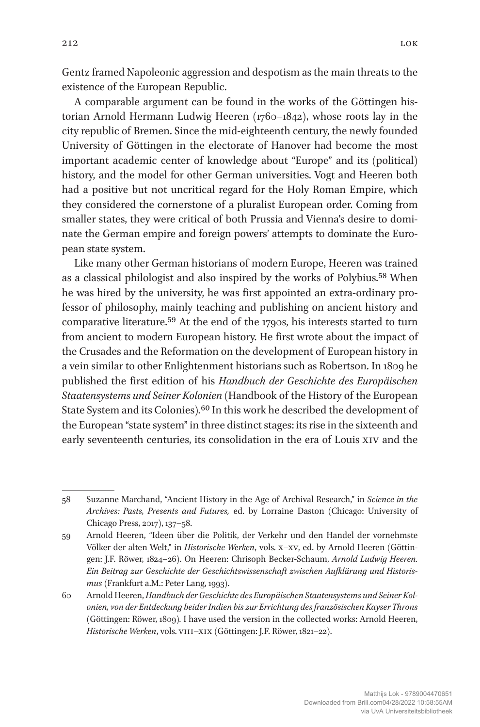Gentz framed Napoleonic aggression and despotism as the main threats to the existence of the European Republic.

A comparable argument can be found in the works of the Göttingen historian Arnold Hermann Ludwig Heeren (1760–1842), whose roots lay in the city republic of Bremen. Since the mid-eighteenth century, the newly founded University of Göttingen in the electorate of Hanover had become the most important academic center of knowledge about "Europe" and its (political) history, and the model for other German universities. Vogt and Heeren both had a positive but not uncritical regard for the Holy Roman Empire, which they considered the cornerstone of a pluralist European order. Coming from smaller states, they were critical of both Prussia and Vienna's desire to dominate the German empire and foreign powers' attempts to dominate the European state system.

Like many other German historians of modern Europe, Heeren was trained as a classical philologist and also inspired by the works of Polybius.[58] When he was hired by the university, he was first appointed an extra-ordinary professor of philosophy, mainly teaching and publishing on ancient history and comparative literature.[59] At the end of the 1790s, his interests started to turn from ancient to modern European history. He first wrote about the impact of the Crusades and the Reformation on the development of European history in a vein similar to other Enlightenment historians such as Robertson. In 1809 he published the first edition of his *Handbuch der Geschichte des Europäischen Staatensystems und Seiner Kolonien* (Handbook of the History of the European State System and its Colonies).[60] In this work he described the development of the European "state system" in three distinct stages: its rise in the sixteenth and early seventeenth centuries, its consolidation in the era of Louis XIV and the

---

58 Suzanne Marchand, "Ancient History in the Age of Archival Research," in *Science in the Archives: Pasts, Presents and Futures,* ed. by Lorraine Daston (Chicago: University of Chicago Press, 2017), 137–58.

59 Arnold Heeren, "Ideen über die Politik, der Verkehr und den Handel der vornehmste Völker der alten Welt," in *Historische Werken*, vols. X–XV, ed. by Arnold Heeren (Göttingen: J.F. Röwer, 1824–26). On Heeren: Chrisoph Becker-Schaum, *Arnold Ludwig Heeren. Ein Beitrag zur Geschichte der Geschichtswissenschaft zwischen Aufklärung und Historismus* (Frankfurt a.M.: Peter Lang, 1993).

60 Arnold Heeren, *Handbuch der Geschichte des Europäischen Staatensystems und Seiner Kolonien, von der Entdeckung beider Indien bis zur Errichtung des französischen Kayser Throns* (Göttingen: Röwer, 1809). I have used the version in the collected works: Arnold Heeren, *Historische Werken*, vols. VIII–XIX (Göttingen: J.F. Röwer, 1821–22).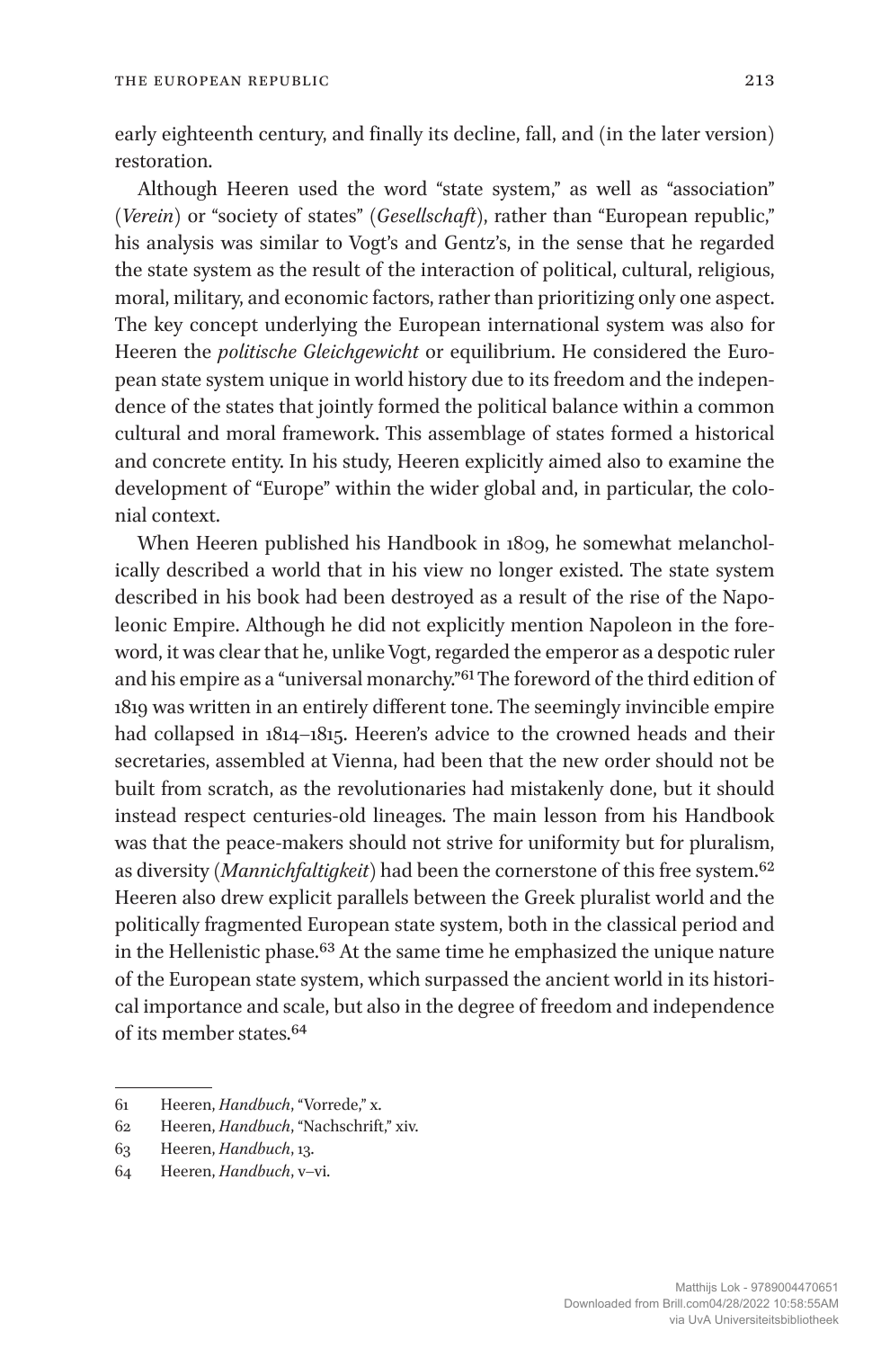early eighteenth century, and finally its decline, fall, and (in the later version) restoration.

Although Heeren used the word "state system," as well as "association" (*Verein*) or "society of states" (*Gesellschaft*), rather than "European republic," his analysis was similar to Vogt's and Gentz's, in the sense that he regarded the state system as the result of the interaction of political, cultural, religious, moral, military, and economic factors, rather than prioritizing only one aspect. The key concept underlying the European international system was also for Heeren the *politische Gleichgewicht* or equilibrium. He considered the European state system unique in world history due to its freedom and the independence of the states that jointly formed the political balance within a common cultural and moral framework. This assemblage of states formed a historical and concrete entity. In his study, Heeren explicitly aimed also to examine the development of "Europe" within the wider global and, in particular, the colonial context.

When Heeren published his Handbook in 1809, he somewhat melancholically described a world that in his view no longer existed. The state system described in his book had been destroyed as a result of the rise of the Napoleonic Empire. Although he did not explicitly mention Napoleon in the foreword, it was clear that he, unlike Vogt, regarded the emperor as a despotic ruler and his empire as a "universal monarchy."[61] The foreword of the third edition of 1819 was written in an entirely different tone. The seemingly invincible empire had collapsed in 1814–1815. Heeren's advice to the crowned heads and their secretaries, assembled at Vienna, had been that the new order should not be built from scratch, as the revolutionaries had mistakenly done, but it should instead respect centuries-old lineages. The main lesson from his Handbook was that the peace-makers should not strive for uniformity but for pluralism, as diversity (*Mannichfaltigkeit*) had been the cornerstone of this free system.[62] Heeren also drew explicit parallels between the Greek pluralist world and the politically fragmented European state system, both in the classical period and in the Hellenistic phase.[63] At the same time he emphasized the unique nature of the European state system, which surpassed the ancient world in its historical importance and scale, but also in the degree of freedom and independence of its member states.[64]

---

61 Heeren, *Handbuch*, "Vorrede," x.

62 Heeren, *Handbuch*, "Nachschrift," xiv.

63 Heeren, *Handbuch*, 13.

64 Heeren, *Handbuch*, v–vi.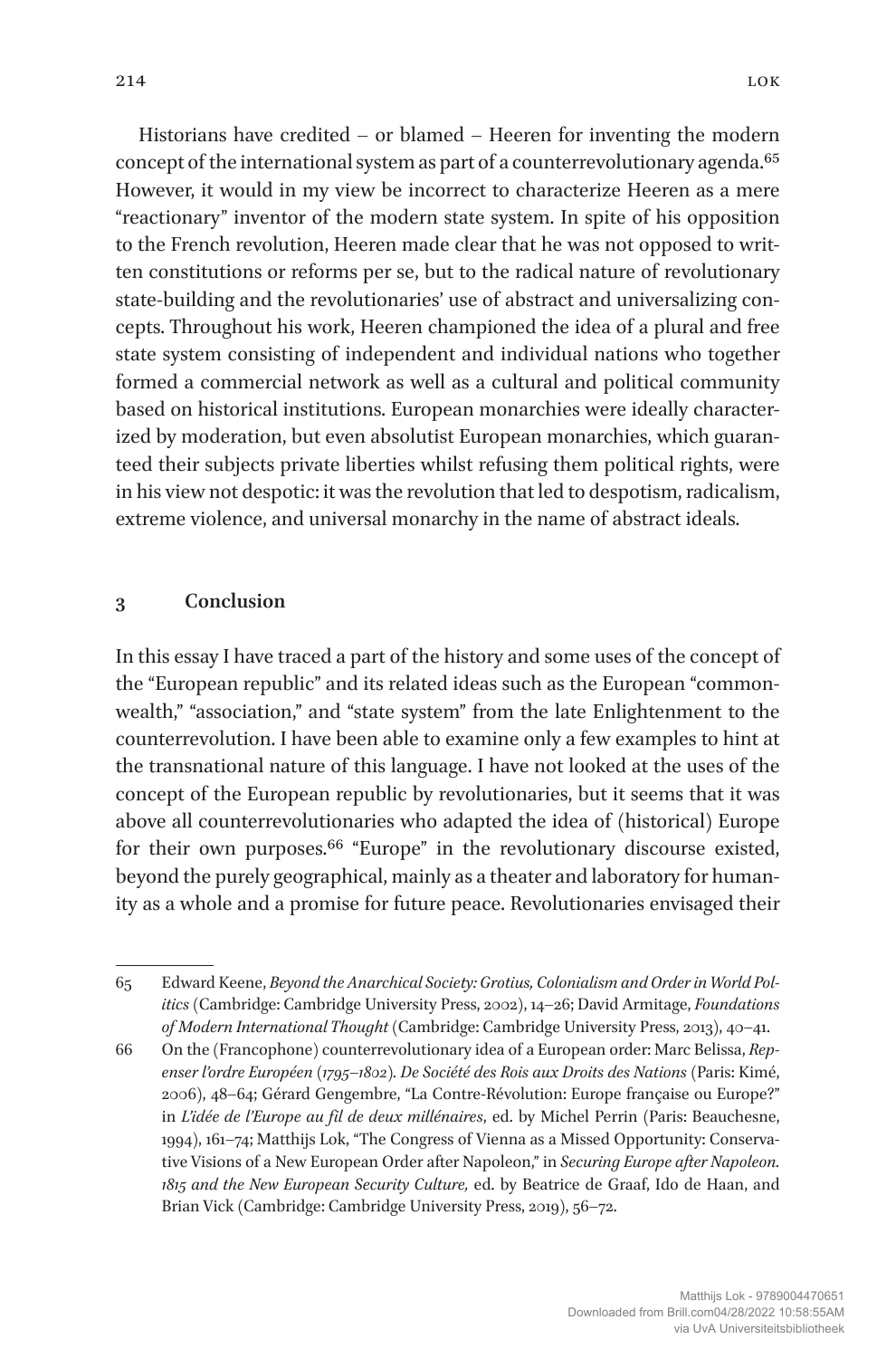Historians have credited – or blamed – Heeren for inventing the modern concept of the international system as part of a counterrevolutionary agenda.[65] However, it would in my view be incorrect to characterize Heeren as a mere "reactionary" inventor of the modern state system. In spite of his opposition to the French revolution, Heeren made clear that he was not opposed to written constitutions or reforms per se, but to the radical nature of revolutionary state-building and the revolutionaries' use of abstract and universalizing concepts. Throughout his work, Heeren championed the idea of a plural and free state system consisting of independent and individual nations who together formed a commercial network as well as a cultural and political community based on historical institutions. European monarchies were ideally characterized by moderation, but even absolutist European monarchies, which guaranteed their subjects private liberties whilst refusing them political rights, were in his view not despotic: it was the revolution that led to despotism, radicalism, extreme violence, and universal monarchy in the name of abstract ideals.

## 3 Conclusion

In this essay I have traced a part of the history and some uses of the concept of the "European republic" and its related ideas such as the European "commonwealth," "association," and "state system" from the late Enlightenment to the counterrevolution. I have been able to examine only a few examples to hint at the transnational nature of this language. I have not looked at the uses of the concept of the European republic by revolutionaries, but it seems that it was above all counterrevolutionaries who adapted the idea of (historical) Europe for their own purposes.[66] "Europe" in the revolutionary discourse existed, beyond the purely geographical, mainly as a theater and laboratory for humanity as a whole and a promise for future peace. Revolutionaries envisaged their

---

65 Edward Keene, *Beyond the Anarchical Society: Grotius, Colonialism and Order in World Politics* (Cambridge: Cambridge University Press, 2002), 14–26; David Armitage, *Foundations of Modern International Thought* (Cambridge: Cambridge University Press, 2013), 40–41.

66 On the (Francophone) counterrevolutionary idea of a European order: Marc Belissa, *Repenser l'ordre Européen (1795–1802). De Société des Rois aux Droits des Nations* (Paris: Kimé, 2006), 48–64; Gérard Gengembre, "La Contre-Révolution: Europe française ou Europe?" in *L'idée de l'Europe au fil de deux millénaires*, ed. by Michel Perrin (Paris: Beauchesne, 1994), 161–74; Matthijs Lok, "The Congress of Vienna as a Missed Opportunity: Conservative Visions of a New European Order after Napoleon," in *Securing Europe after Napoleon. 1815 and the New European Security Culture,* ed. by Beatrice de Graaf, Ido de Haan, and Brian Vick (Cambridge: Cambridge University Press, 2019), 56–72.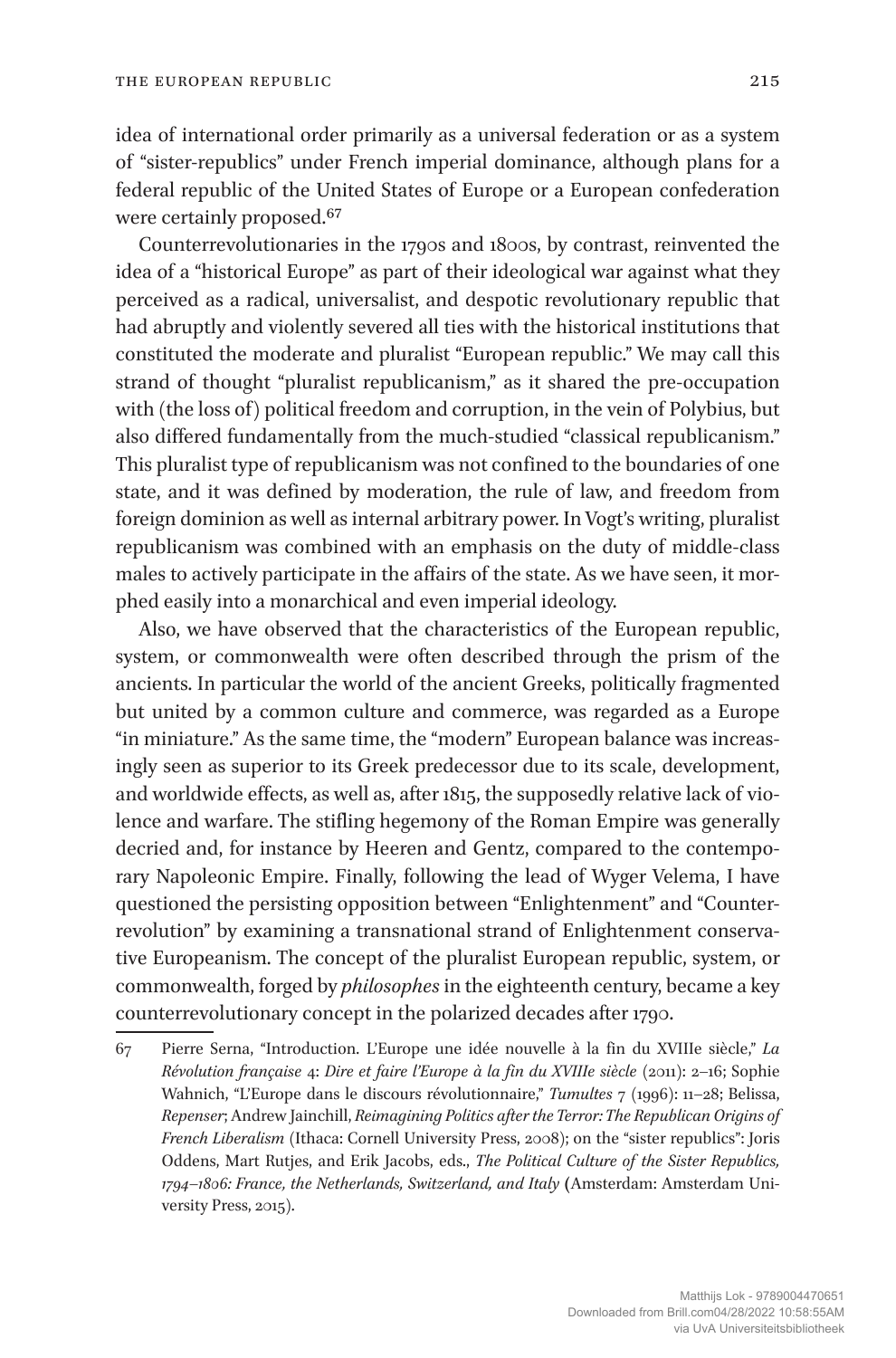idea of international order primarily as a universal federation or as a system of "sister-republics" under French imperial dominance, although plans for a federal republic of the United States of Europe or a European confederation were certainly proposed.[67]

Counterrevolutionaries in the 1790s and 1800s, by contrast, reinvented the idea of a "historical Europe" as part of their ideological war against what they perceived as a radical, universalist, and despotic revolutionary republic that had abruptly and violently severed all ties with the historical institutions that constituted the moderate and pluralist "European republic." We may call this strand of thought "pluralist republicanism," as it shared the pre-occupation with (the loss of) political freedom and corruption, in the vein of Polybius, but also differed fundamentally from the much-studied "classical republicanism." This pluralist type of republicanism was not confined to the boundaries of one state, and it was defined by moderation, the rule of law, and freedom from foreign dominion as well as internal arbitrary power. In Vogt's writing, pluralist republicanism was combined with an emphasis on the duty of middle-class males to actively participate in the affairs of the state. As we have seen, it morphed easily into a monarchical and even imperial ideology.

Also, we have observed that the characteristics of the European republic, system, or commonwealth were often described through the prism of the ancients. In particular the world of the ancient Greeks, politically fragmented but united by a common culture and commerce, was regarded as a Europe "in miniature." As the same time, the "modern" European balance was increasingly seen as superior to its Greek predecessor due to its scale, development, and worldwide effects, as well as, after 1815, the supposedly relative lack of violence and warfare. The stifling hegemony of the Roman Empire was generally decried and, for instance by Heeren and Gentz, compared to the contemporary Napoleonic Empire. Finally, following the lead of Wyger Velema, I have questioned the persisting opposition between "Enlightenment" and "Counterrevolution" by examining a transnational strand of Enlightenment conservative Europeanism. The concept of the pluralist European republic, system, or commonwealth, forged by *philosophes* in the eighteenth century, became a key counterrevolutionary concept in the polarized decades after 1790.

67 Pierre Serna, "Introduction. L'Europe une idée nouvelle à la fin du XVIIIe siècle," *La Révolution française* 4: *Dire et faire l'Europe à la fin du XVIIIe siècle* (2011): 2–16; Sophie Wahnich, "L'Europe dans le discours révolutionnaire," *Tumultes* 7 (1996): 11–28; Belissa, *Repenser*; Andrew Jainchill, *Reimagining Politics after the Terror: The Republican Origins of French Liberalism* (Ithaca: Cornell University Press, 2008); on the "sister republics": Joris Oddens, Mart Rutjes, and Erik Jacobs, eds., *The Political Culture of the Sister Republics, 1794–1806: France, the Netherlands, Switzerland, and Italy* (Amsterdam: Amsterdam University Press, 2015).